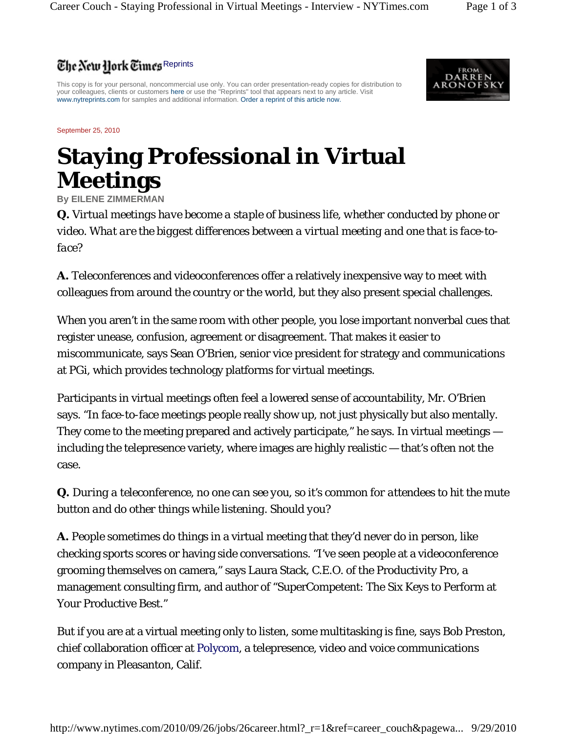The New York Times Reprints

This copy is for your personal, noncommercial use only. You can order presentation-ready copies for distribution to your colleagues, clients or customers here or use the "Reprints" tool that appears next to any article. Visit www.nytreprints.com for samples and additional information. Order a reprint of this article now.

FROM DARREN ARONOFSKY

September 25, 2010

# Staying Professional in Virtual Meetings

By EILENE ZIMMERMAN

**Q.** *Virtual meetings have become a staple of business life, whether conducted by phone or video. What are the biggest differences between a virtual meeting and one that is face-to-face?*

**A.** Teleconferences and videoconferences offer a relatively inexpensive way to meet with colleagues from around the country or the world, but they also present special challenges.

When you aren't in the same room with other people, you lose important nonverbal cues that register unease, confusion, agreement or disagreement. That makes it easier to miscommunicate, says Sean O'Brien, senior vice president for strategy and communications at PGi, which provides technology platforms for virtual meetings.

Participants in virtual meetings often feel a lowered sense of accountability, Mr. O'Brien says. "In face-to-face meetings people really show up, not just physically but also mentally. They come to the meeting prepared and actively participate," he says. In virtual meetings — including the telepresence variety, where images are highly realistic — that's often not the case.

**Q.** *During a teleconference, no one can see you, so it's common for attendees to hit the mute button and do other things while listening. Should you?*

**A.** People sometimes do things in a virtual meeting that they'd never do in person, like checking sports scores or having side conversations. "I've seen people at a videoconference grooming themselves on camera," says Laura Stack, C.E.O. of the Productivity Pro, a management consulting firm, and author of "SuperCompetent: The Six Keys to Perform at Your Productive Best."

But if you are at a virtual meeting only to listen, some multitasking is fine, says Bob Preston, chief collaboration officer at Polycom, a telepresence, video and voice communications company in Pleasanton, Calif.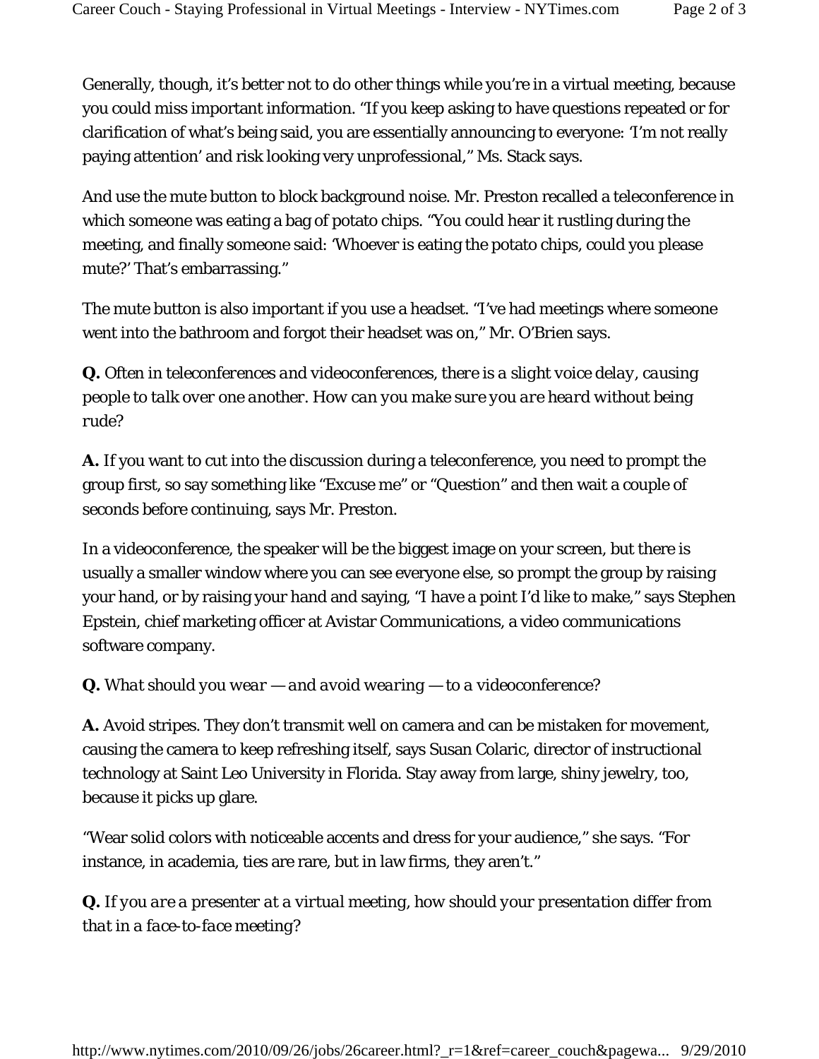Generally, though, it's better not to do other things while you're in a virtual meeting, because you could miss important information. "If you keep asking to have questions repeated or for clarification of what's being said, you are essentially announcing to everyone: 'I'm not really paying attention' and risk looking very unprofessional," Ms. Stack says.

And use the mute button to block background noise. Mr. Preston recalled a teleconference in which someone was eating a bag of potato chips. "You could hear it rustling during the meeting, and finally someone said: 'Whoever is eating the potato chips, could you please mute?' That's embarrassing."

The mute button is also important if you use a headset. "I've had meetings where someone went into the bathroom and forgot their headset was on," Mr. O'Brien says.

**Q.** *Often in teleconferences and videoconferences, there is a slight voice delay, causing people to talk over one another. How can you make sure you are heard without being rude?*

**A.** If you want to cut into the discussion during a teleconference, you need to prompt the group first, so say something like "Excuse me" or "Question" and then wait a couple of seconds before continuing, says Mr. Preston.

In a videoconference, the speaker will be the biggest image on your screen, but there is usually a smaller window where you can see everyone else, so prompt the group by raising your hand, or by raising your hand and saying, "I have a point I'd like to make," says Stephen Epstein, chief marketing officer at Avistar Communications, a video communications software company.

**Q.** *What should you wear — and avoid wearing — to a videoconference?*

**A.** Avoid stripes. They don't transmit well on camera and can be mistaken for movement, causing the camera to keep refreshing itself, says Susan Colaric, director of instructional technology at Saint Leo University in Florida. Stay away from large, shiny jewelry, too, because it picks up glare.

"Wear solid colors with noticeable accents and dress for your audience," she says. "For instance, in academia, ties are rare, but in law firms, they aren't."

**Q.** *If you are a presenter at a virtual meeting, how should your presentation differ from that in a face-to-face meeting?*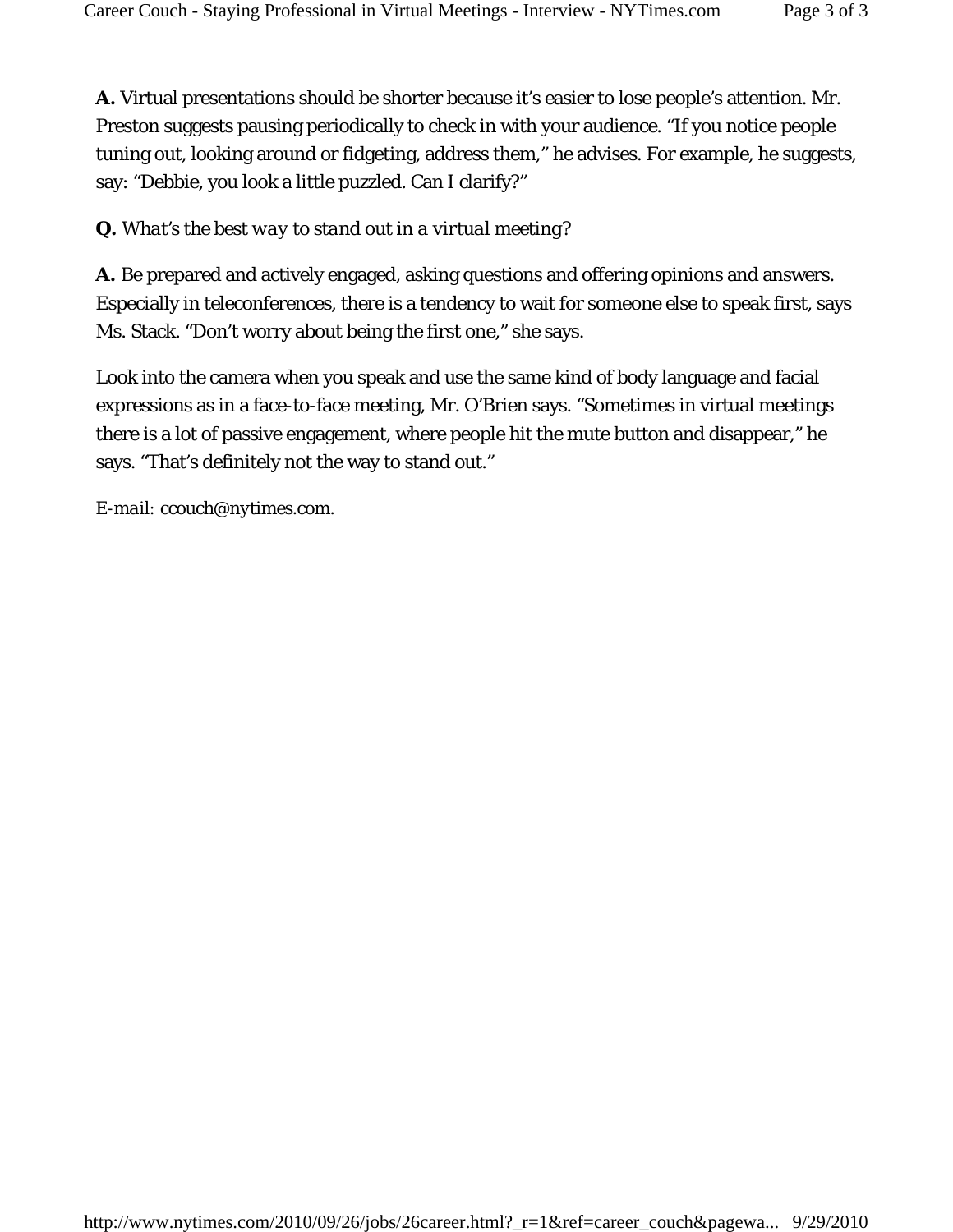**A.** Virtual presentations should be shorter because it's easier to lose people's attention. Mr. Preston suggests pausing periodically to check in with your audience. "If you notice people tuning out, looking around or fidgeting, address them," he advises. For example, he suggests, say: "Debbie, you look a little puzzled. Can I clarify?"

**Q.** *What's the best way to stand out in a virtual meeting?*

**A.** Be prepared and actively engaged, asking questions and offering opinions and answers. Especially in teleconferences, there is a tendency to wait for someone else to speak first, says Ms. Stack. "Don't worry about being the first one," she says.

Look into the camera when you speak and use the same kind of body language and facial expressions as in a face-to-face meeting, Mr. O'Brien says. "Sometimes in virtual meetings there is a lot of passive engagement, where people hit the mute button and disappear," he says. "That's definitely not the way to stand out."

*E-mail:* ccouch@nytimes.com.